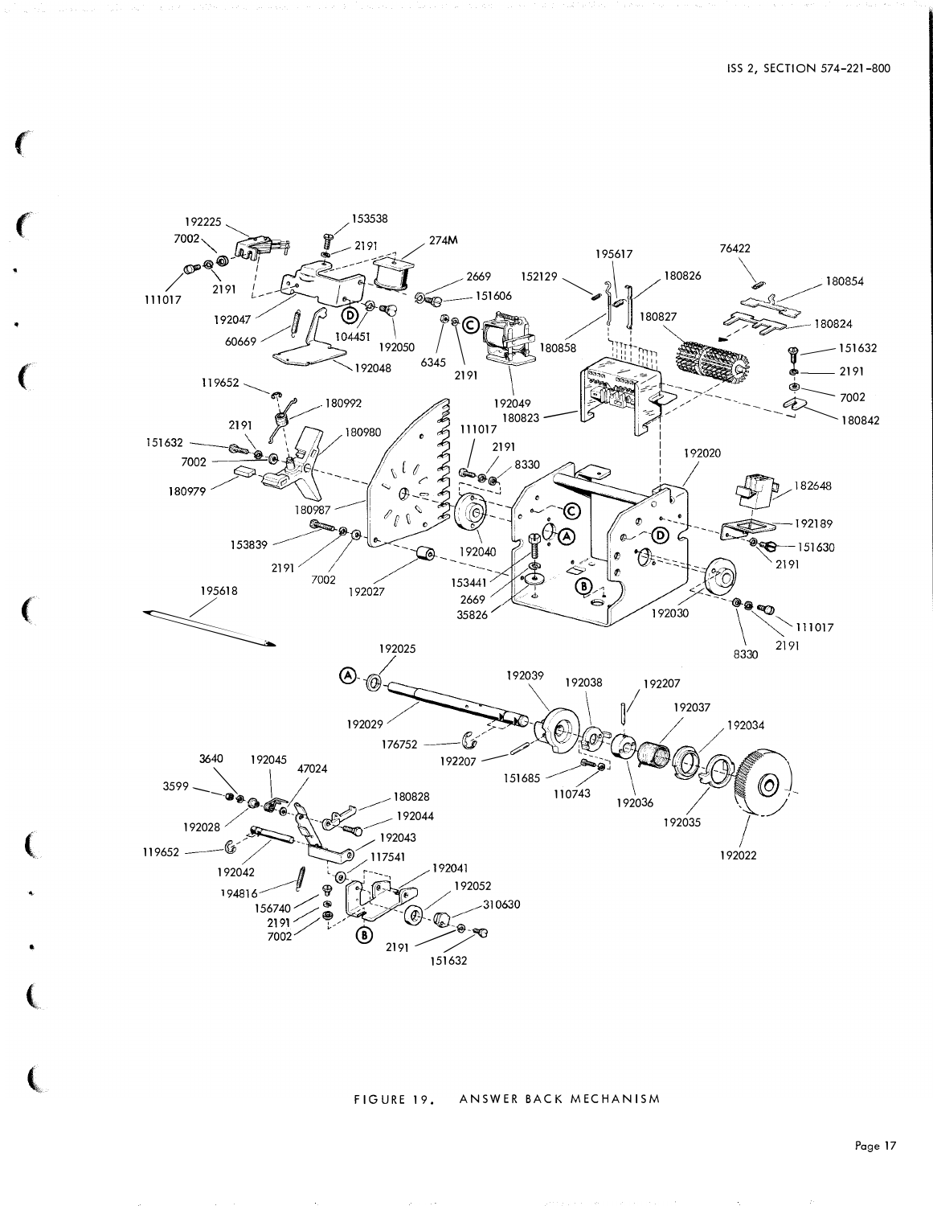FIGURE 19. ANSWER BACK MECHANISM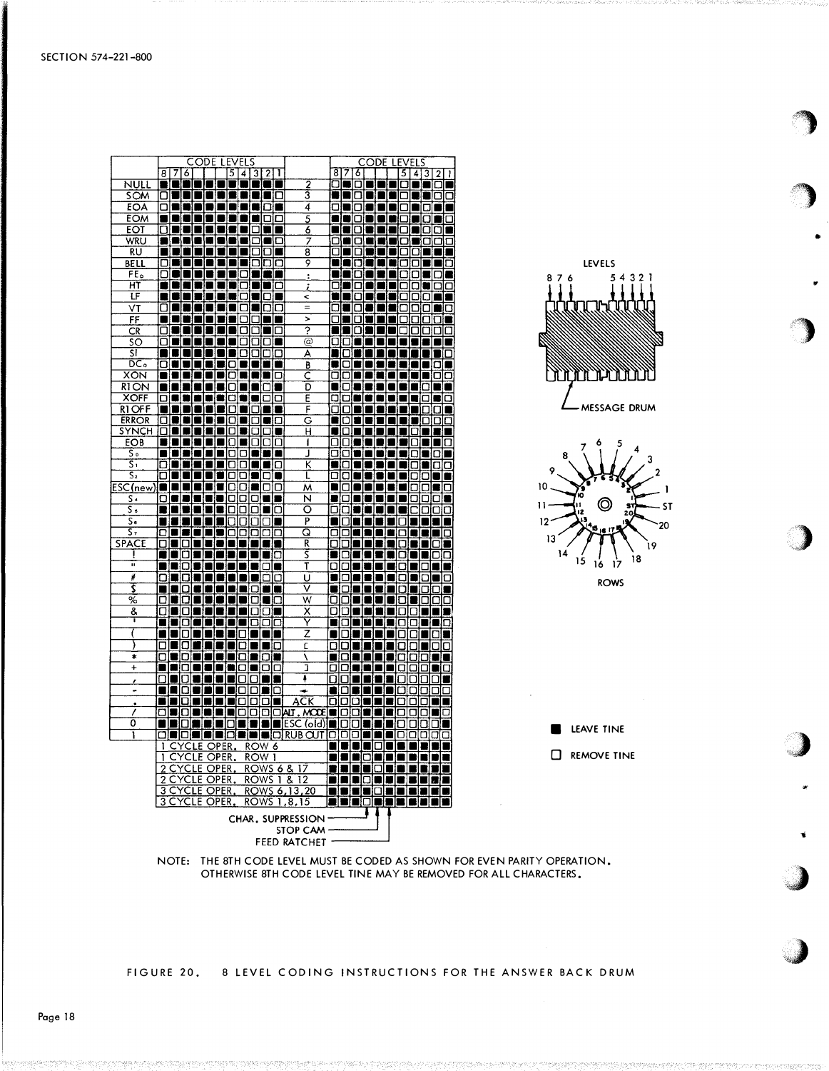| | CODE LEVELS | | | | | | | | | | | | CODE LEVELS | | | | | | | | | | |
|---|---|---|---|---|---|---|---|---|---|---|---|---|---|---|---|---|---|---|---|---|---|---|---|
| | 8 | 7 | 6 | | | | 5 | 4 | 3 | 2 | 1 | | 8 | 7 | 6 | | | | 5 | 4 | 3 | 2 | 1 |
| NULL | ■ | ■ | ■ | ■ | ■ | ■ | ■ | ■ | ■ | ■ | ■ | 2 | □ | ■ | □ | ■ | ■ | ■ | □ | ■ | ■ | □ | ■ |
| SOM | □ | ■ | ■ | ■ | ■ | ■ | ■ | ■ | ■ | ■ | □ | 3 | ■ | ■ | □ | ■ | ■ | ■ | □ | ■ | ■ | □ | □ |
| EOA | □ | ■ | ■ | ■ | ■ | ■ | ■ | ■ | ■ | □ | ■ | 4 | □ | ■ | □ | ■ | ■ | ■ | □ | ■ | □ | ■ | ■ |
| EOM | ■ | ■ | ■ | ■ | ■ | ■ | ■ | ■ | ■ | □ | □ | 5 | ■ | ■ | □ | ■ | ■ | ■ | □ | ■ | □ | ■ | □ |
| EOT | □ | ■ | ■ | ■ | ■ | ■ | ■ | ■ | □ | ■ | ■ | 6 | ■ | ■ | □ | ■ | ■ | ■ | □ | ■ | □ | □ | ■ |
| WRU | ■ | ■ | ■ | ■ | ■ | ■ | ■ | ■ | □ | ■ | □ | 7 | □ | ■ | □ | ■ | ■ | ■ | □ | ■ | □ | □ | □ |
| RU | ■ | ■ | ■ | ■ | ■ | ■ | ■ | ■ | □ | □ | ■ | 8 | □ | ■ | □ | ■ | ■ | ■ | □ | □ | ■ | ■ | ■ |
| BELL | □ | ■ | ■ | ■ | ■ | ■ | ■ | ■ | □ | □ | □ | 9 | ■ | ■ | □ | ■ | ■ | ■ | □ | □ | ■ | ■ | □ |
| FE0 | □ | ■ | ■ | ■ | ■ | ■ | ■ | □ | ■ | ■ | ■ | : | ■ | ■ | □ | ■ | ■ | ■ | □ | □ | ■ | □ | ■ |
| HT | ■ | ■ | ■ | ■ | ■ | ■ | ■ | □ | ■ | ■ | □ | ; | □ | ■ | □ | ■ | ■ | ■ | □ | □ | ■ | □ | □ |
| LF | ■ | ■ | ■ | ■ | ■ | ■ | ■ | □ | ■ | □ | ■ | < | ■ | ■ | □ | ■ | ■ | ■ | □ | □ | □ | ■ | ■ |
| VT | □ | ■ | ■ | ■ | ■ | ■ | ■ | □ | ■ | □ | □ | = | □ | ■ | □ | ■ | ■ | ■ | □ | □ | □ | ■ | □ |
| FF | ■ | ■ | ■ | ■ | ■ | ■ | ■ | □ | □ | ■ | ■ | > | □ | ■ | □ | ■ | ■ | ■ | □ | □ | □ | □ | ■ |
| CR | □ | ■ | ■ | ■ | ■ | ■ | ■ | □ | □ | ■ | □ | ? | ■ | ■ | □ | ■ | ■ | ■ | □ | □ | □ | □ | □ |
| SO | □ | ■ | ■ | ■ | ■ | ■ | ■ | □ | □ | □ | ■ | @ | □ | □ | ■ | ■ | ■ | ■ | ■ | ■ | ■ | ■ | ■ |
| SI | ■ | ■ | ■ | ■ | ■ | ■ | ■ | □ | □ | □ | □ | A | ■ | □ | ■ | ■ | ■ | ■ | ■ | ■ | ■ | ■ | □ |
| DC0 | □ | ■ | ■ | ■ | ■ | ■ | □ | ■ | ■ | ■ | ■ | B | ■ | □ | ■ | ■ | ■ | ■ | ■ | ■ | ■ | □ | ■ |
| XON | ■ | ■ | ■ | ■ | ■ | ■ | □ | ■ | ■ | ■ | □ | C | □ | □ | ■ | ■ | ■ | ■ | ■ | ■ | ■ | □ | □ |
| RION | ■ | ■ | ■ | ■ | ■ | ■ | □ | ■ | ■ | □ | ■ | D | ■ | □ | ■ | ■ | ■ | ■ | ■ | ■ | □ | ■ | ■ |
| XOFF | □ | ■ | ■ | ■ | ■ | ■ | □ | ■ | ■ | □ | □ | E | □ | □ | ■ | ■ | ■ | ■ | ■ | ■ | □ | ■ | □ |
| RIOFF | ■ | ■ | ■ | ■ | ■ | ■ | □ | ■ | □ | ■ | ■ | F | □ | □ | ■ | ■ | ■ | ■ | ■ | ■ | □ | □ | ■ |
| ERROR | □ | ■ | ■ | ■ | ■ | ■ | □ | ■ | □ | ■ | □ | G | ■ | □ | ■ | ■ | ■ | ■ | ■ | ■ | □ | □ | □ |
| SYNCH | □ | ■ | ■ | ■ | ■ | ■ | □ | ■ | □ | □ | ■ | H | ■ | □ | ■ | ■ | ■ | ■ | ■ | □ | ■ | ■ | ■ |
| EOB | ■ | ■ | ■ | ■ | ■ | ■ | □ | ■ | □ | □ | □ | I | □ | □ | ■ | ■ | ■ | ■ | ■ | □ | ■ | ■ | □ |
| S0 | ■ | ■ | ■ | ■ | ■ | ■ | □ | □ | ■ | ■ | ■ | J | □ | □ | ■ | ■ | ■ | ■ | ■ | □ | ■ | □ | ■ |
| S1 | □ | ■ | ■ | ■ | ■ | ■ | □ | □ | ■ | ■ | □ | K | ■ | □ | ■ | ■ | ■ | ■ | ■ | □ | ■ | □ | □ |
| S2 | □ | ■ | ■ | ■ | ■ | ■ | □ | □ | ■ | □ | ■ | L | □ | □ | ■ | ■ | ■ | ■ | ■ | □ | □ | ■ | ■ |
| ESC(new) | ■ | ■ | ■ | ■ | ■ | ■ | □ | □ | ■ | □ | □ | M | ■ | □ | ■ | ■ | ■ | ■ | ■ | □ | □ | ■ | □ |
| S4 | □ | ■ | ■ | ■ | ■ | ■ | □ | □ | □ | ■ | ■ | N | ■ | □ | ■ | ■ | ■ | ■ | ■ | □ | □ | □ | ■ |
| S5 | ■ | ■ | ■ | ■ | ■ | ■ | □ | □ | □ | ■ | □ | O | □ | □ | ■ | ■ | ■ | ■ | ■ | □ | □ | □ | □ |
| S6 | ■ | ■ | ■ | ■ | ■ | ■ | □ | □ | □ | □ | ■ | P | ■ | □ | ■ | ■ | ■ | ■ | □ | ■ | ■ | ■ | ■ |
| S7 | □ | ■ | ■ | ■ | ■ | ■ | □ | □ | □ | □ | □ | Q | □ | □ | ■ | ■ | ■ | ■ | □ | ■ | ■ | ■ | □ |
| SPACE | □ | ■ | □ | ■ | ■ | ■ | ■ | ■ | ■ | ■ | ■ | R | □ | □ | ■ | ■ | ■ | ■ | □ | ■ | ■ | □ | ■ |
| ! | ■ | ■ | □ | ■ | ■ | ■ | ■ | ■ | ■ | ■ | □ | S | ■ | □ | ■ | ■ | ■ | ■ | □ | ■ | ■ | □ | □ |
| " | ■ | ■ | □ | ■ | ■ | ■ | ■ | ■ | ■ | □ | ■ | T | □ | □ | ■ | ■ | ■ | ■ | □ | ■ | □ | ■ | ■ |
| # | □ | ■ | □ | ■ | ■ | ■ | ■ | ■ | ■ | □ | □ | U | ■ | □ | ■ | ■ | ■ | ■ | □ | ■ | □ | ■ | □ |
| $ | ■ | ■ | □ | ■ | ■ | ■ | ■ | ■ | □ | ■ | ■ | V | ■ | □ | ■ | ■ | ■ | ■ | □ | ■ | □ | □ | ■ |
| % | □ | ■ | □ | ■ | ■ | ■ | ■ | ■ | □ | ■ | □ | W | □ | □ | ■ | ■ | ■ | ■ | □ | ■ | □ | □ | □ |
| & | □ | ■ | □ | ■ | ■ | ■ | ■ | ■ | □ | □ | ■ | X | □ | □ | ■ | ■ | ■ | ■ | □ | □ | ■ | ■ | ■ |
| ' | ■ | ■ | □ | ■ | ■ | ■ | ■ | ■ | □ | □ | □ | Y | ■ | □ | ■ | ■ | ■ | ■ | □ | □ | ■ | ■ | □ |
| ( | ■ | ■ | □ | ■ | ■ | ■ | ■ | □ | ■ | ■ | ■ | Z | ■ | □ | ■ | ■ | ■ | ■ | □ | □ | ■ | □ | ■ |
| ) | □ | ■ | □ | ■ | ■ | ■ | ■ | □ | ■ | ■ | □ | [ | □ | □ | ■ | ■ | ■ | ■ | □ | □ | ■ | □ | □ |
| * | □ | ■ | □ | ■ | ■ | ■ | ■ | □ | ■ | □ | ■ | \ | ■ | □ | ■ | ■ | ■ | ■ | □ | □ | □ | ■ | ■ |
| + | ■ | ■ | □ | ■ | ■ | ■ | ■ | □ | ■ | □ | □ | ] | □ | □ | ■ | ■ | ■ | ■ | □ | □ | □ | ■ | □ |
| , | □ | ■ | □ | ■ | ■ | ■ | ■ | □ | □ | ■ | ■ | ↑ | □ | □ | ■ | ■ | ■ | ■ | □ | □ | □ | □ | ■ |
| - | ■ | ■ | □ | ■ | ■ | ■ | ■ | □ | □ | ■ | □ | ← | ■ | □ | ■ | ■ | ■ | ■ | □ | □ | □ | □ | □ |
| . | ■ | ■ | □ | ■ | ■ | ■ | ■ | □ | □ | □ | ■ | ACK | □ | □ | □ | ■ | ■ | ■ | □ | □ | □ | ■ | ■ |
| / | □ | ■ | □ | ■ | ■ | ■ | ■ | □ | □ | □ | □ | ALT. MODE | ■ | □ | □ | ■ | ■ | ■ | □ | □ | □ | ■ | □ |
| 0 | ■ | ■ | □ | ■ | ■ | ■ | □ | ■ | ■ | ■ | ■ | ESC (old) | ■ | □ | □ | ■ | ■ | ■ | □ | □ | □ | □ | ■ |
| 1 | □ | ■ | □ | ■ | ■ | ■ | □ | ■ | ■ | ■ | □ | RUB OUT | □ | □ | □ | ■ | ■ | ■ | □ | □ | □ | □ | □ |
| | | | | | | | | | | | | 1 CYCLE OPER. ROW 6 | ■ | ■ | ■ | ■ | □ | ■ | ■ | ■ | ■ | ■ | ■ |
| | | | | | | | | | | | | 1 CYCLE OPER. ROW 1 | ■ | ■ | ■ | □ | ■ | ■ | ■ | ■ | ■ | ■ | ■ |
| | | | | | | | | | | | | 2 CYCLE OPER. ROWS 6 & 17 | ■ | ■ | ■ | ■ | □ | ■ | ■ | ■ | ■ | ■ | ■ |
| | | | | | | | | | | | | 2 CYCLE OPER. ROWS 1 & 12 | ■ | ■ | ■ | □ | ■ | ■ | ■ | ■ | ■ | ■ | ■ |
| | | | | | | | | | | | | 3 CYCLE OPER. ROWS 6,13,20 | ■ | ■ | ■ | ■ | □ | ■ | ■ | ■ | ■ | ■ | ■ |
| | | | | | | | | | | | | 3 CYCLE OPER. ROWS 1,8,15 | ■ | ■ | ■ | □ | ■ | ■ | ■ | ■ | ■ | ■ | ■ |

CHAR. SUPPRESSION

STOP CAM

FEED RATCHET

LEVELS

8 7 6 5 4 3 2 1

MESSAGE DRUM

1 2 3 4 5 6 7 8 9 10 11 12 13 14 15 16 17 18 19 20 ST

ROWS

■ LEAVE TINE

□ REMOVE TINE

NOTE: THE 8TH CODE LEVEL MUST BE CODED AS SHOWN FOR EVEN PARITY OPERATION. OTHERWISE 8TH CODE LEVEL TINE MAY BE REMOVED FOR ALL CHARACTERS.

FIGURE 20. 8 LEVEL CODING INSTRUCTIONS FOR THE ANSWER BACK DRUM